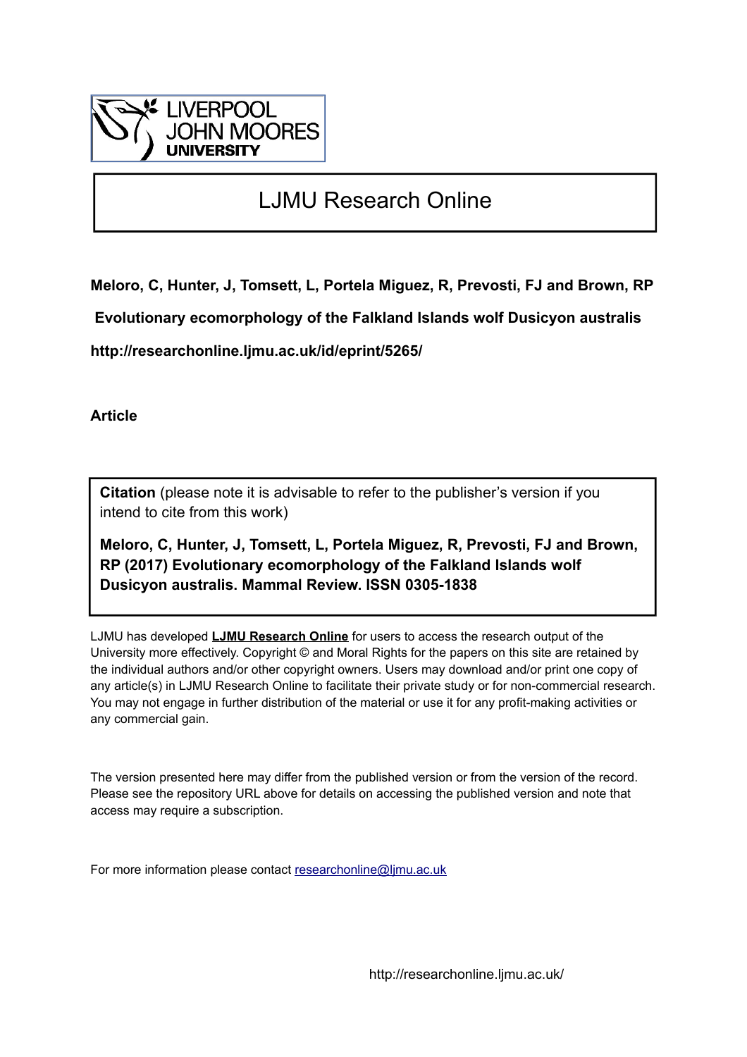LIVERPOOL
JOHN MOORES
UNIVERSITY

# LJMU Research Online

**Meloro, C, Hunter, J, Tomsett, L, Portela Miguez, R, Prevosti, FJ and Brown, RP**

**Evolutionary ecomorphology of the Falkland Islands wolf Dusicyon australis**

**http://researchonline.ljmu.ac.uk/id/eprint/5265/**

**Article**

**Citation** (please note it is advisable to refer to the publisher's version if you intend to cite from this work)

**Meloro, C, Hunter, J, Tomsett, L, Portela Miguez, R, Prevosti, FJ and Brown, RP (2017) Evolutionary ecomorphology of the Falkland Islands wolf Dusicyon australis. Mammal Review. ISSN 0305-1838**

LJMU has developed **LJMU Research Online** for users to access the research output of the University more effectively. Copyright © and Moral Rights for the papers on this site are retained by the individual authors and/or other copyright owners. Users may download and/or print one copy of any article(s) in LJMU Research Online to facilitate their private study or for non-commercial research. You may not engage in further distribution of the material or use it for any profit-making activities or any commercial gain.

The version presented here may differ from the published version or from the version of the record. Please see the repository URL above for details on accessing the published version and note that access may require a subscription.

For more information please contact researchonline@ljmu.ac.uk

http://researchonline.ljmu.ac.uk/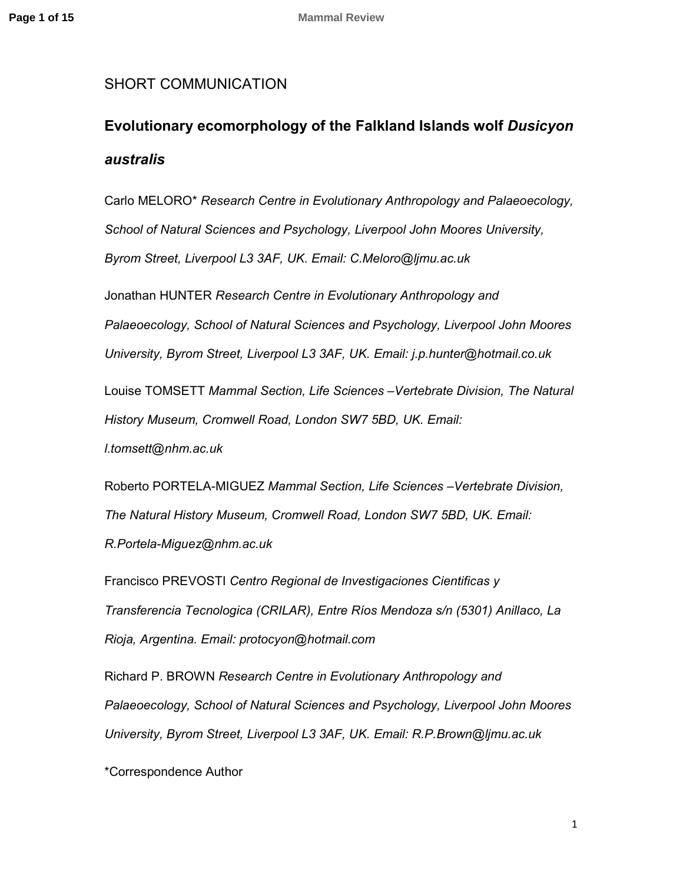SHORT COMMUNICATION

# Evolutionary ecomorphology of the Falkland Islands wolf *Dusicyon australis*

Carlo MELORO* *Research Centre in Evolutionary Anthropology and Palaeoecology, School of Natural Sciences and Psychology, Liverpool John Moores University, Byrom Street, Liverpool L3 3AF, UK. Email: C.Meloro@ljmu.ac.uk*

Jonathan HUNTER *Research Centre in Evolutionary Anthropology and Palaeoecology, School of Natural Sciences and Psychology, Liverpool John Moores University, Byrom Street, Liverpool L3 3AF, UK. Email: j.p.hunter@hotmail.co.uk*

Louise TOMSETT *Mammal Section, Life Sciences –Vertebrate Division, The Natural History Museum, Cromwell Road, London SW7 5BD, UK. Email: l.tomsett@nhm.ac.uk*

Roberto PORTELA-MIGUEZ *Mammal Section, Life Sciences –Vertebrate Division, The Natural History Museum, Cromwell Road, London SW7 5BD, UK. Email: R.Portela-Miguez@nhm.ac.uk*

Francisco PREVOSTI *Centro Regional de Investigaciones Cientificas y Transferencia Tecnologica (CRILAR), Entre Ríos Mendoza s/n (5301) Anillaco, La Rioja, Argentina. Email: protocyon@hotmail.com*

Richard P. BROWN *Research Centre in Evolutionary Anthropology and Palaeoecology, School of Natural Sciences and Psychology, Liverpool John Moores University, Byrom Street, Liverpool L3 3AF, UK. Email: R.P.Brown@ljmu.ac.uk*

*Correspondence Author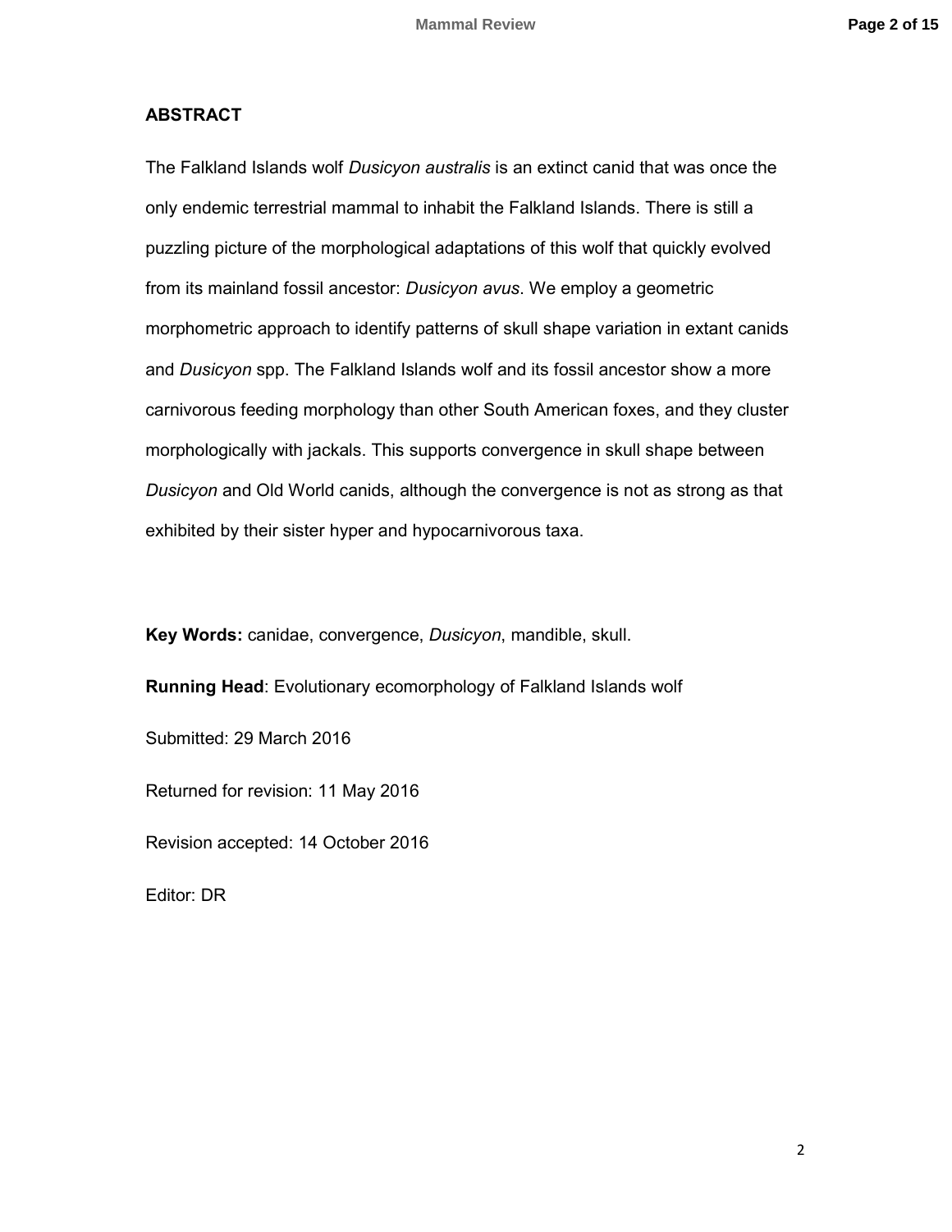## ABSTRACT

The Falkland Islands wolf *Dusicyon australis* is an extinct canid that was once the only endemic terrestrial mammal to inhabit the Falkland Islands. There is still a puzzling picture of the morphological adaptations of this wolf that quickly evolved from its mainland fossil ancestor: *Dusicyon avus*. We employ a geometric morphometric approach to identify patterns of skull shape variation in extant canids and *Dusicyon* spp. The Falkland Islands wolf and its fossil ancestor show a more carnivorous feeding morphology than other South American foxes, and they cluster morphologically with jackals. This supports convergence in skull shape between *Dusicyon* and Old World canids, although the convergence is not as strong as that exhibited by their sister hyper and hypocarnivorous taxa.

**Key Words:** canidae, convergence, *Dusicyon*, mandible, skull.

**Running Head**: Evolutionary ecomorphology of Falkland Islands wolf

Submitted: 29 March 2016

Returned for revision: 11 May 2016

Revision accepted: 14 October 2016

Editor: DR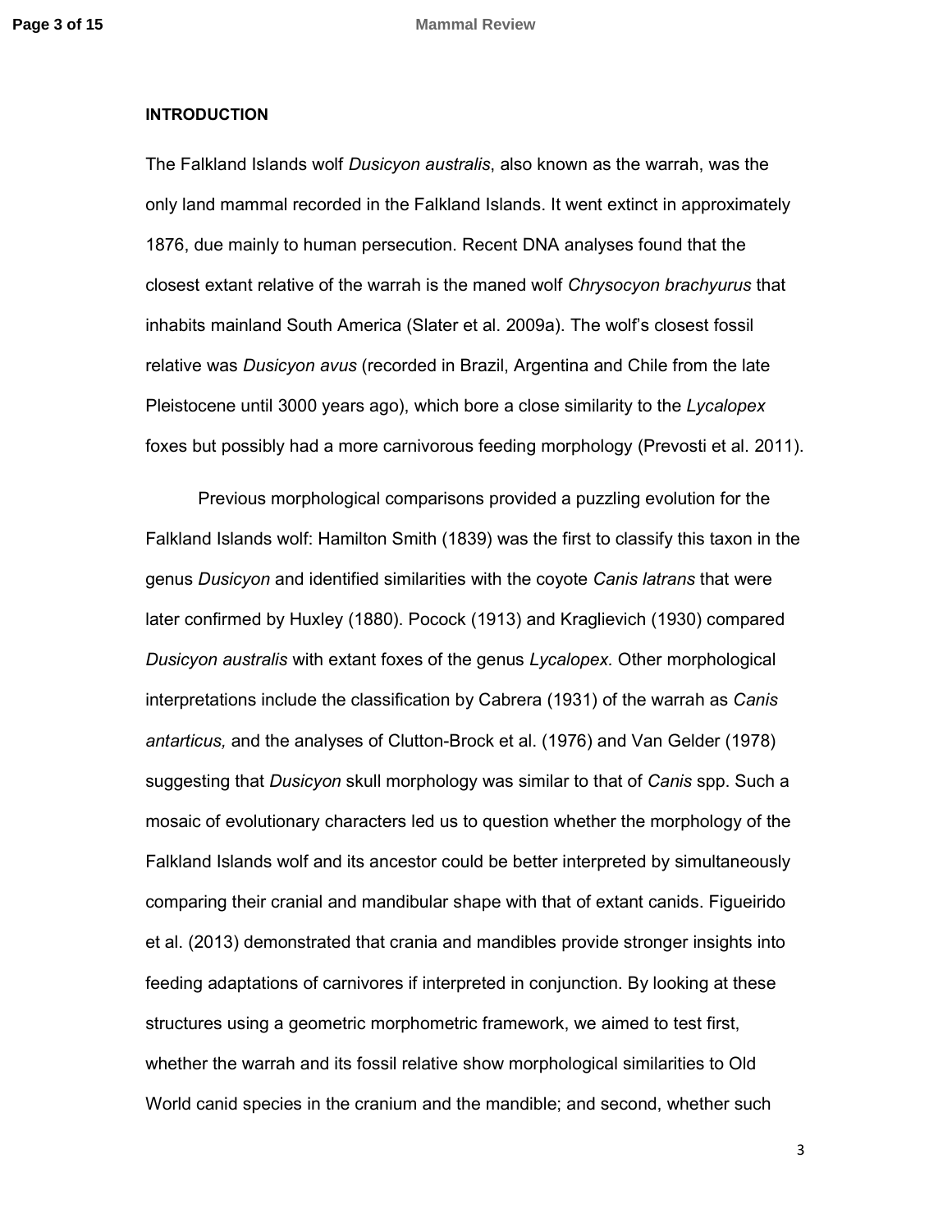**INTRODUCTION**

The Falkland Islands wolf *Dusicyon australis*, also known as the warrah, was the only land mammal recorded in the Falkland Islands. It went extinct in approximately 1876, due mainly to human persecution. Recent DNA analyses found that the closest extant relative of the warrah is the maned wolf *Chrysocyon brachyurus* that inhabits mainland South America (Slater et al. 2009a). The wolf's closest fossil relative was *Dusicyon avus* (recorded in Brazil, Argentina and Chile from the late Pleistocene until 3000 years ago), which bore a close similarity to the *Lycalopex* foxes but possibly had a more carnivorous feeding morphology (Prevosti et al. 2011).

Previous morphological comparisons provided a puzzling evolution for the Falkland Islands wolf: Hamilton Smith (1839) was the first to classify this taxon in the genus *Dusicyon* and identified similarities with the coyote *Canis latrans* that were later confirmed by Huxley (1880). Pocock (1913) and Kraglievich (1930) compared *Dusicyon australis* with extant foxes of the genus *Lycalopex.* Other morphological interpretations include the classification by Cabrera (1931) of the warrah as *Canis antarticus,* and the analyses of Clutton-Brock et al. (1976) and Van Gelder (1978) suggesting that *Dusicyon* skull morphology was similar to that of *Canis* spp. Such a mosaic of evolutionary characters led us to question whether the morphology of the Falkland Islands wolf and its ancestor could be better interpreted by simultaneously comparing their cranial and mandibular shape with that of extant canids. Figueirido et al. (2013) demonstrated that crania and mandibles provide stronger insights into feeding adaptations of carnivores if interpreted in conjunction. By looking at these structures using a geometric morphometric framework, we aimed to test first, whether the warrah and its fossil relative show morphological similarities to Old World canid species in the cranium and the mandible; and second, whether such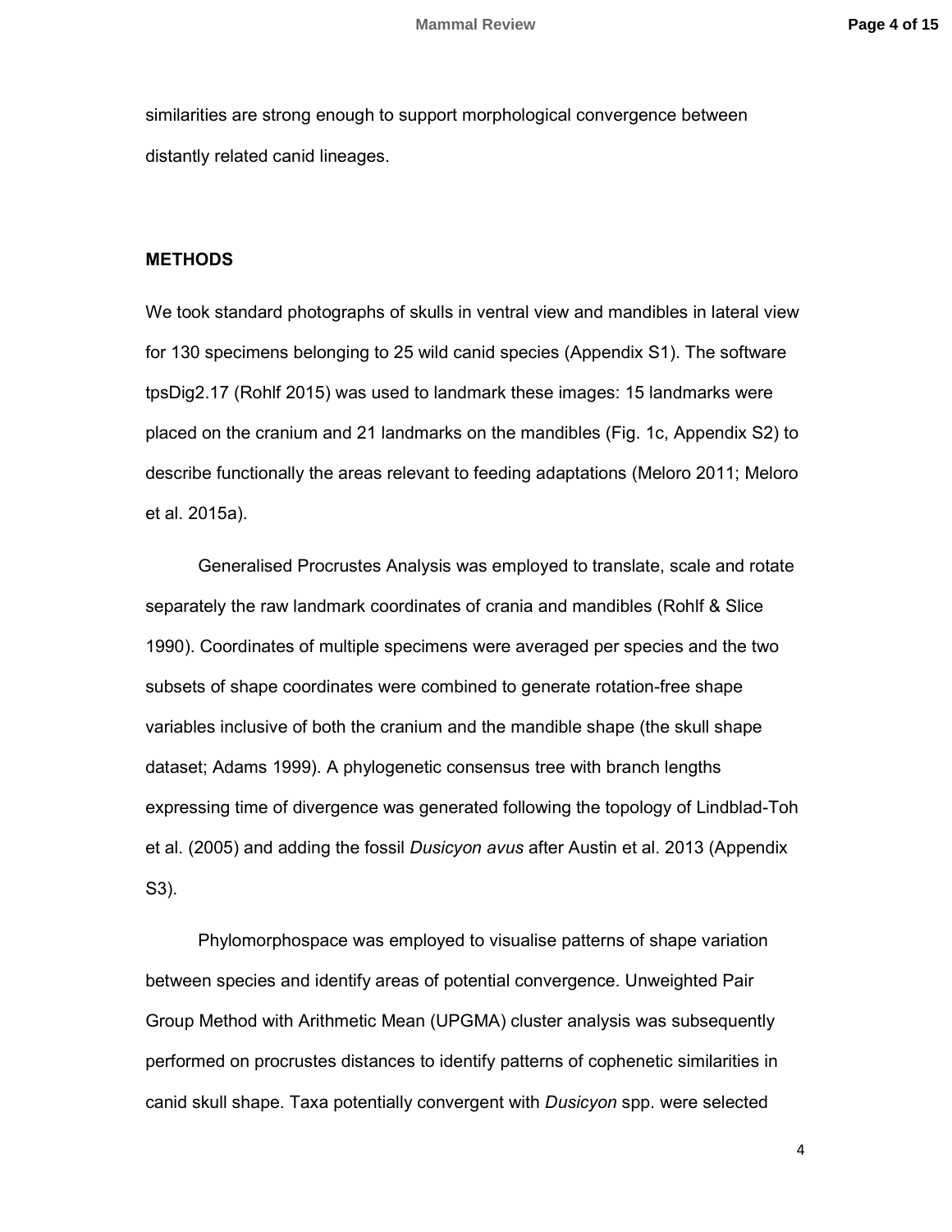similarities are strong enough to support morphological convergence between distantly related canid lineages.

## METHODS

We took standard photographs of skulls in ventral view and mandibles in lateral view for 130 specimens belonging to 25 wild canid species (Appendix S1). The software tpsDig2.17 (Rohlf 2015) was used to landmark these images: 15 landmarks were placed on the cranium and 21 landmarks on the mandibles (Fig. 1c, Appendix S2) to describe functionally the areas relevant to feeding adaptations (Meloro 2011; Meloro et al. 2015a).

Generalised Procrustes Analysis was employed to translate, scale and rotate separately the raw landmark coordinates of crania and mandibles (Rohlf & Slice 1990). Coordinates of multiple specimens were averaged per species and the two subsets of shape coordinates were combined to generate rotation-free shape variables inclusive of both the cranium and the mandible shape (the skull shape dataset; Adams 1999). A phylogenetic consensus tree with branch lengths expressing time of divergence was generated following the topology of Lindblad-Toh et al. (2005) and adding the fossil *Dusicyon avus* after Austin et al. 2013 (Appendix S3).

Phylomorphospace was employed to visualise patterns of shape variation between species and identify areas of potential convergence. Unweighted Pair Group Method with Arithmetic Mean (UPGMA) cluster analysis was subsequently performed on procrustes distances to identify patterns of cophenetic similarities in canid skull shape. Taxa potentially convergent with *Dusicyon* spp. were selected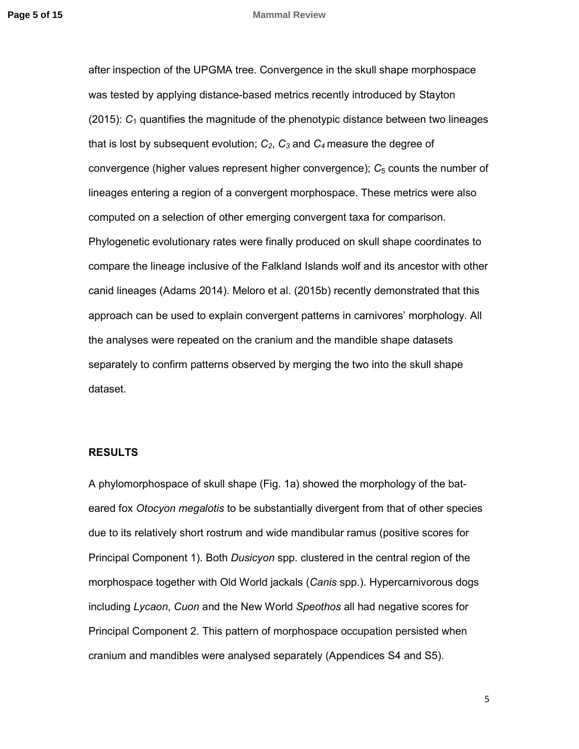after inspection of the UPGMA tree. Convergence in the skull shape morphospace was tested by applying distance-based metrics recently introduced by Stayton (2015): $C_1$ quantifies the magnitude of the phenotypic distance between two lineages that is lost by subsequent evolution; $C_2$, $C_3$ and $C_4$ measure the degree of convergence (higher values represent higher convergence); $C_5$ counts the number of lineages entering a region of a convergent morphospace. These metrics were also computed on a selection of other emerging convergent taxa for comparison. Phylogenetic evolutionary rates were finally produced on skull shape coordinates to compare the lineage inclusive of the Falkland Islands wolf and its ancestor with other canid lineages (Adams 2014). Meloro et al. (2015b) recently demonstrated that this approach can be used to explain convergent patterns in carnivores' morphology. All the analyses were repeated on the cranium and the mandible shape datasets separately to confirm patterns observed by merging the two into the skull shape dataset.

## RESULTS

A phylomorphospace of skull shape (Fig. 1a) showed the morphology of the bat-eared fox *Otocyon megalotis* to be substantially divergent from that of other species due to its relatively short rostrum and wide mandibular ramus (positive scores for Principal Component 1). Both *Dusicyon* spp. clustered in the central region of the morphospace together with Old World jackals (*Canis* spp.). Hypercarnivorous dogs including *Lycaon*, *Cuon* and the New World *Speothos* all had negative scores for Principal Component 2. This pattern of morphospace occupation persisted when cranium and mandibles were analysed separately (Appendices S4 and S5).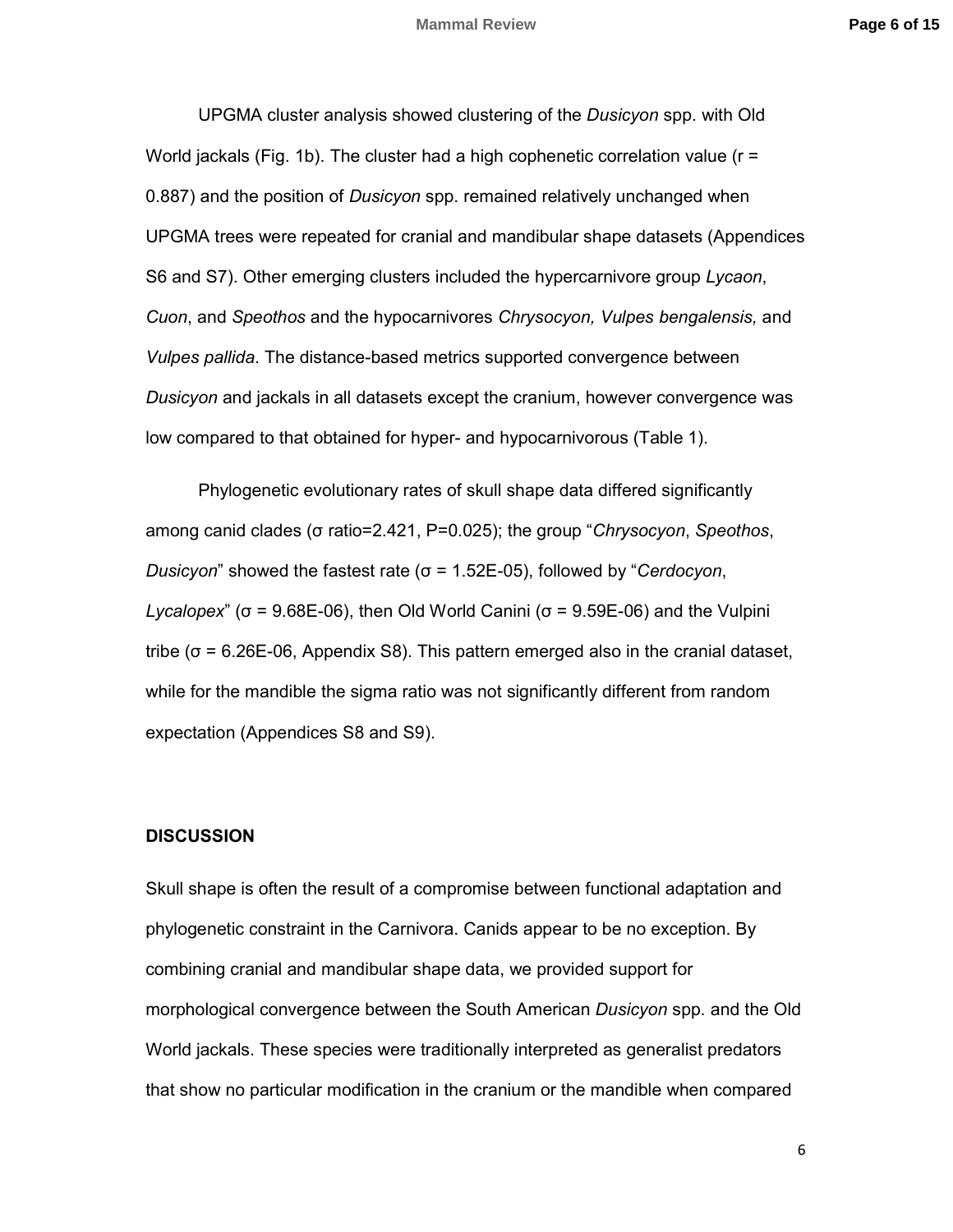UPGMA cluster analysis showed clustering of the *Dusicyon* spp. with Old World jackals (Fig. 1b). The cluster had a high cophenetic correlation value ($r = 0.887$) and the position of *Dusicyon* spp. remained relatively unchanged when UPGMA trees were repeated for cranial and mandibular shape datasets (Appendices S6 and S7). Other emerging clusters included the hypercarnivore group *Lycaon*, *Cuon*, and *Speothos* and the hypocarnivores *Chrysocyon, Vulpes bengalensis,* and *Vulpes pallida*. The distance-based metrics supported convergence between *Dusicyon* and jackals in all datasets except the cranium, however convergence was low compared to that obtained for hyper- and hypocarnivorous (Table 1).

Phylogenetic evolutionary rates of skull shape data differed significantly among canid clades ($\sigma$ ratio=2.421, $P=0.025$); the group "*Chrysocyon*, *Speothos*, *Dusicyon*" showed the fastest rate ($\sigma$ = 1.52E-05), followed by "*Cerdocyon*, *Lycalopex*" ($\sigma$ = 9.68E-06), then Old World Canini ($\sigma$ = 9.59E-06) and the Vulpini tribe ($\sigma$ = 6.26E-06, Appendix S8). This pattern emerged also in the cranial dataset, while for the mandible the sigma ratio was not significantly different from random expectation (Appendices S8 and S9).

## DISCUSSION

Skull shape is often the result of a compromise between functional adaptation and phylogenetic constraint in the Carnivora. Canids appear to be no exception. By combining cranial and mandibular shape data, we provided support for morphological convergence between the South American *Dusicyon* spp. and the Old World jackals. These species were traditionally interpreted as generalist predators that show no particular modification in the cranium or the mandible when compared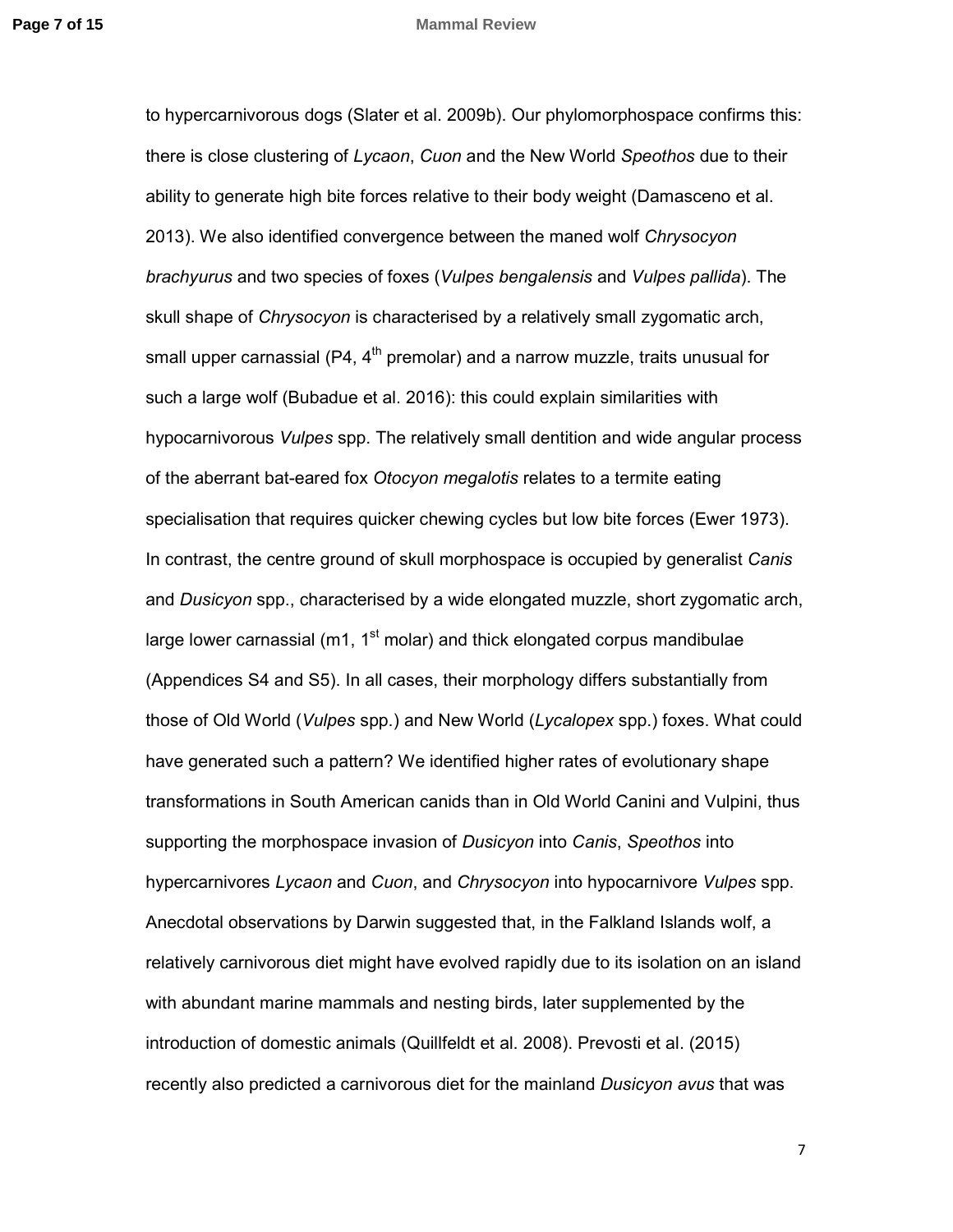to hypercarnivorous dogs (Slater et al. 2009b). Our phylomorphospace confirms this: there is close clustering of *Lycaon*, *Cuon* and the New World *Speothos* due to their ability to generate high bite forces relative to their body weight (Damasceno et al. 2013). We also identified convergence between the maned wolf *Chrysocyon brachyurus* and two species of foxes (*Vulpes bengalensis* and *Vulpes pallida*). The skull shape of *Chrysocyon* is characterised by a relatively small zygomatic arch, small upper carnassial (P4, 4th premolar) and a narrow muzzle, traits unusual for such a large wolf (Bubadue et al. 2016): this could explain similarities with hypocarnivorous *Vulpes* spp. The relatively small dentition and wide angular process of the aberrant bat-eared fox *Otocyon megalotis* relates to a termite eating specialisation that requires quicker chewing cycles but low bite forces (Ewer 1973). In contrast, the centre ground of skull morphospace is occupied by generalist *Canis* and *Dusicyon* spp., characterised by a wide elongated muzzle, short zygomatic arch, large lower carnassial (m1, 1st molar) and thick elongated corpus mandibulae (Appendices S4 and S5). In all cases, their morphology differs substantially from those of Old World (*Vulpes* spp.) and New World (*Lycalopex* spp.) foxes. What could have generated such a pattern? We identified higher rates of evolutionary shape transformations in South American canids than in Old World Canini and Vulpini, thus supporting the morphospace invasion of *Dusicyon* into *Canis*, *Speothos* into hypercarnivores *Lycaon* and *Cuon*, and *Chrysocyon* into hypocarnivore *Vulpes* spp. Anecdotal observations by Darwin suggested that, in the Falkland Islands wolf, a relatively carnivorous diet might have evolved rapidly due to its isolation on an island with abundant marine mammals and nesting birds, later supplemented by the introduction of domestic animals (Quillfeldt et al. 2008). Prevosti et al. (2015) recently also predicted a carnivorous diet for the mainland *Dusicyon avus* that was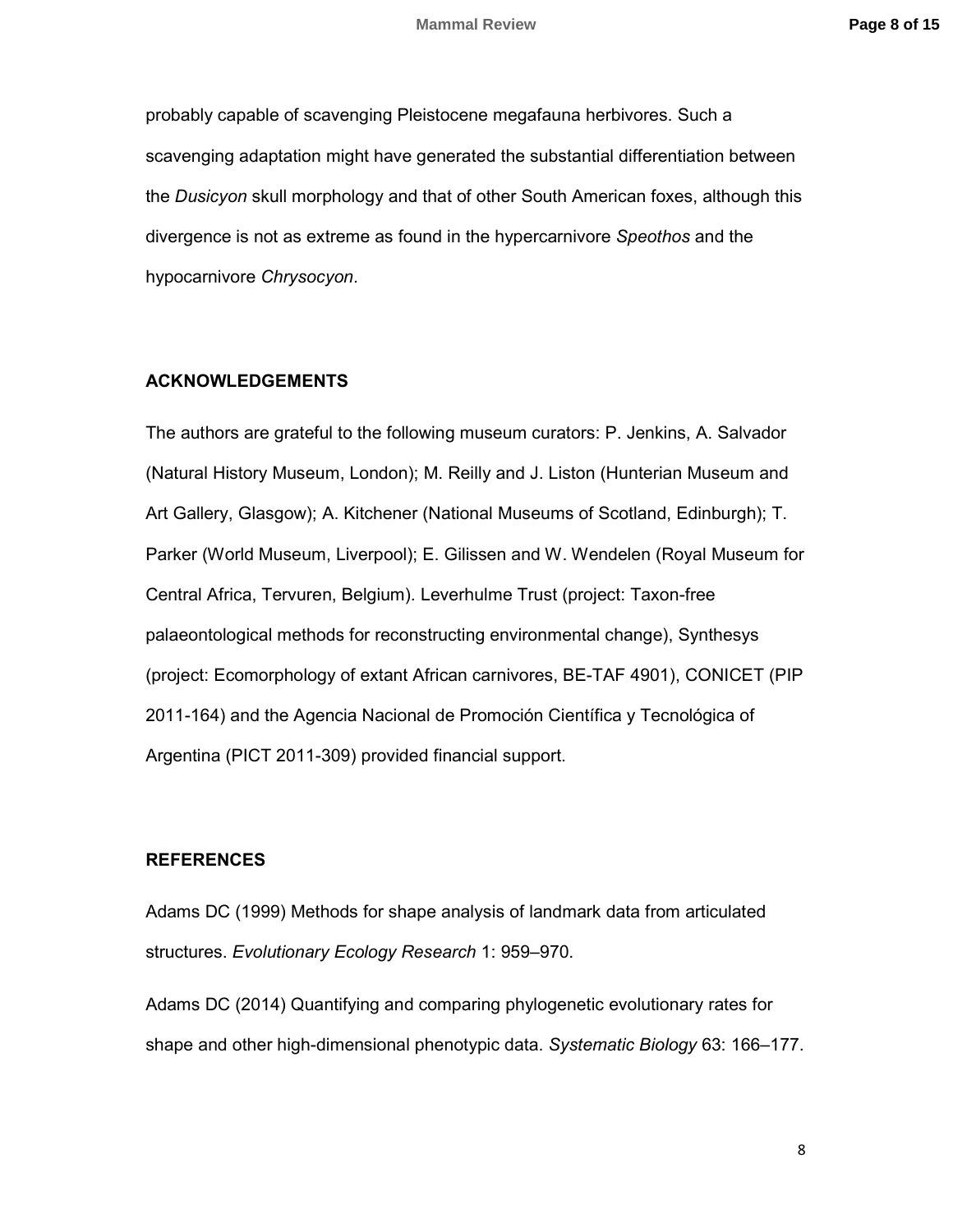probably capable of scavenging Pleistocene megafauna herbivores. Such a scavenging adaptation might have generated the substantial differentiation between the *Dusicyon* skull morphology and that of other South American foxes, although this divergence is not as extreme as found in the hypercarnivore *Speothos* and the hypocarnivore *Chrysocyon*.

## ACKNOWLEDGEMENTS

The authors are grateful to the following museum curators: P. Jenkins, A. Salvador (Natural History Museum, London); M. Reilly and J. Liston (Hunterian Museum and Art Gallery, Glasgow); A. Kitchener (National Museums of Scotland, Edinburgh); T. Parker (World Museum, Liverpool); E. Gilissen and W. Wendelen (Royal Museum for Central Africa, Tervuren, Belgium). Leverhulme Trust (project: Taxon-free palaeontological methods for reconstructing environmental change), Synthesys (project: Ecomorphology of extant African carnivores, BE-TAF 4901), CONICET (PIP 2011-164) and the Agencia Nacional de Promoción Científica y Tecnológica of Argentina (PICT 2011-309) provided financial support.

## REFERENCES

Adams DC (1999) Methods for shape analysis of landmark data from articulated structures. *Evolutionary Ecology Research* 1: 959–970.

Adams DC (2014) Quantifying and comparing phylogenetic evolutionary rates for shape and other high-dimensional phenotypic data. *Systematic Biology* 63: 166–177.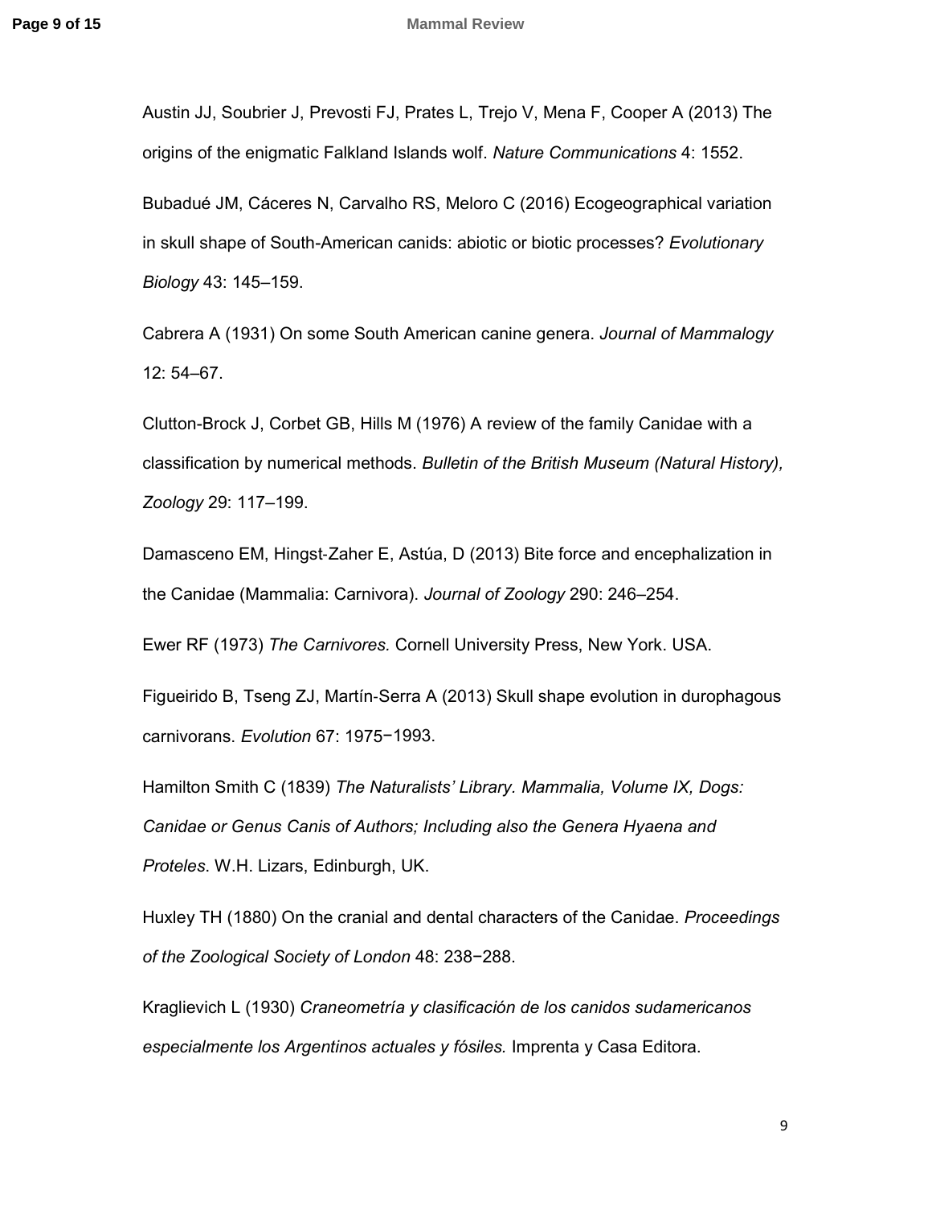Austin JJ, Soubrier J, Prevosti FJ, Prates L, Trejo V, Mena F, Cooper A (2013) The origins of the enigmatic Falkland Islands wolf. *Nature Communications* 4: 1552.

Bubadué JM, Cáceres N, Carvalho RS, Meloro C (2016) Ecogeographical variation in skull shape of South-American canids: abiotic or biotic processes? *Evolutionary Biology* 43: 145–159.

Cabrera A (1931) On some South American canine genera. *Journal of Mammalogy* 12: 54–67.

Clutton-Brock J, Corbet GB, Hills M (1976) A review of the family Canidae with a classification by numerical methods. *Bulletin of the British Museum (Natural History), Zoology* 29: 117–199.

Damasceno EM, Hingst-Zaher E, Astúa, D (2013) Bite force and encephalization in the Canidae (Mammalia: Carnivora). *Journal of Zoology* 290: 246–254.

Ewer RF (1973) *The Carnivores.* Cornell University Press, New York. USA.

Figueirido B, Tseng ZJ, Martín-Serra A (2013) Skull shape evolution in durophagous carnivorans. *Evolution* 67: 1975−1993.

Hamilton Smith C (1839) *The Naturalists' Library. Mammalia, Volume IX, Dogs: Canidae or Genus Canis of Authors; Including also the Genera Hyaena and Proteles*. W.H. Lizars, Edinburgh, UK.

Huxley TH (1880) On the cranial and dental characters of the Canidae. *Proceedings of the Zoological Society of London* 48: 238−288.

Kraglievich L (1930) *Craneometría y clasificación de los canidos sudamericanos especialmente los Argentinos actuales y fósiles.* Imprenta y Casa Editora.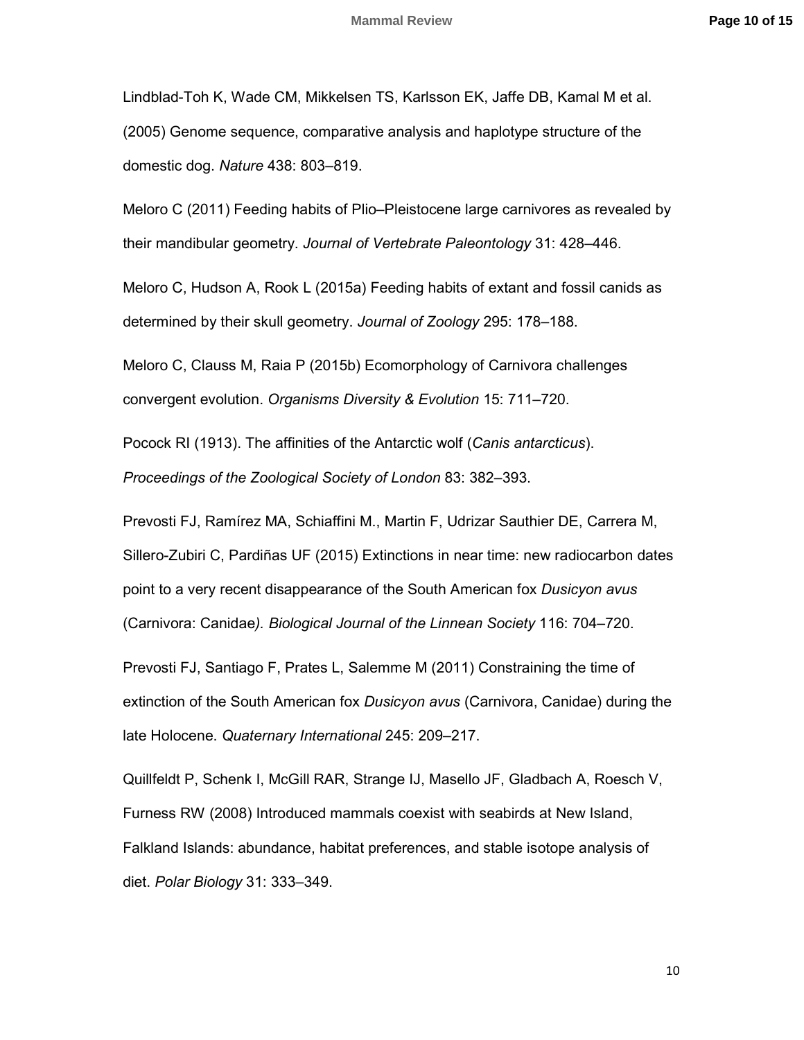Lindblad-Toh K, Wade CM, Mikkelsen TS, Karlsson EK, Jaffe DB, Kamal M et al. (2005) Genome sequence, comparative analysis and haplotype structure of the domestic dog. *Nature* 438: 803–819.

Meloro C (2011) Feeding habits of Plio–Pleistocene large carnivores as revealed by their mandibular geometry. *Journal of Vertebrate Paleontology* 31: 428–446.

Meloro C, Hudson A, Rook L (2015a) Feeding habits of extant and fossil canids as determined by their skull geometry. *Journal of Zoology* 295: 178–188.

Meloro C, Clauss M, Raia P (2015b) Ecomorphology of Carnivora challenges convergent evolution. *Organisms Diversity & Evolution* 15: 711–720.

Pocock RI (1913). The affinities of the Antarctic wolf (*Canis antarcticus*). *Proceedings of the Zoological Society of London* 83: 382–393.

Prevosti FJ, Ramírez MA, Schiaffini M., Martin F, Udrizar Sauthier DE, Carrera M, Sillero-Zubiri C, Pardiñas UF (2015) Extinctions in near time: new radiocarbon dates point to a very recent disappearance of the South American fox *Dusicyon avus* (Carnivora: Canidae*). Biological Journal of the Linnean Society* 116: 704–720.

Prevosti FJ, Santiago F, Prates L, Salemme M (2011) Constraining the time of extinction of the South American fox *Dusicyon avus* (Carnivora, Canidae) during the late Holocene. *Quaternary International* 245: 209–217.

Quillfeldt P, Schenk I, McGill RAR, Strange IJ, Masello JF, Gladbach A, Roesch V, Furness RW (2008) Introduced mammals coexist with seabirds at New Island, Falkland Islands: abundance, habitat preferences, and stable isotope analysis of diet. *Polar Biology* 31: 333–349.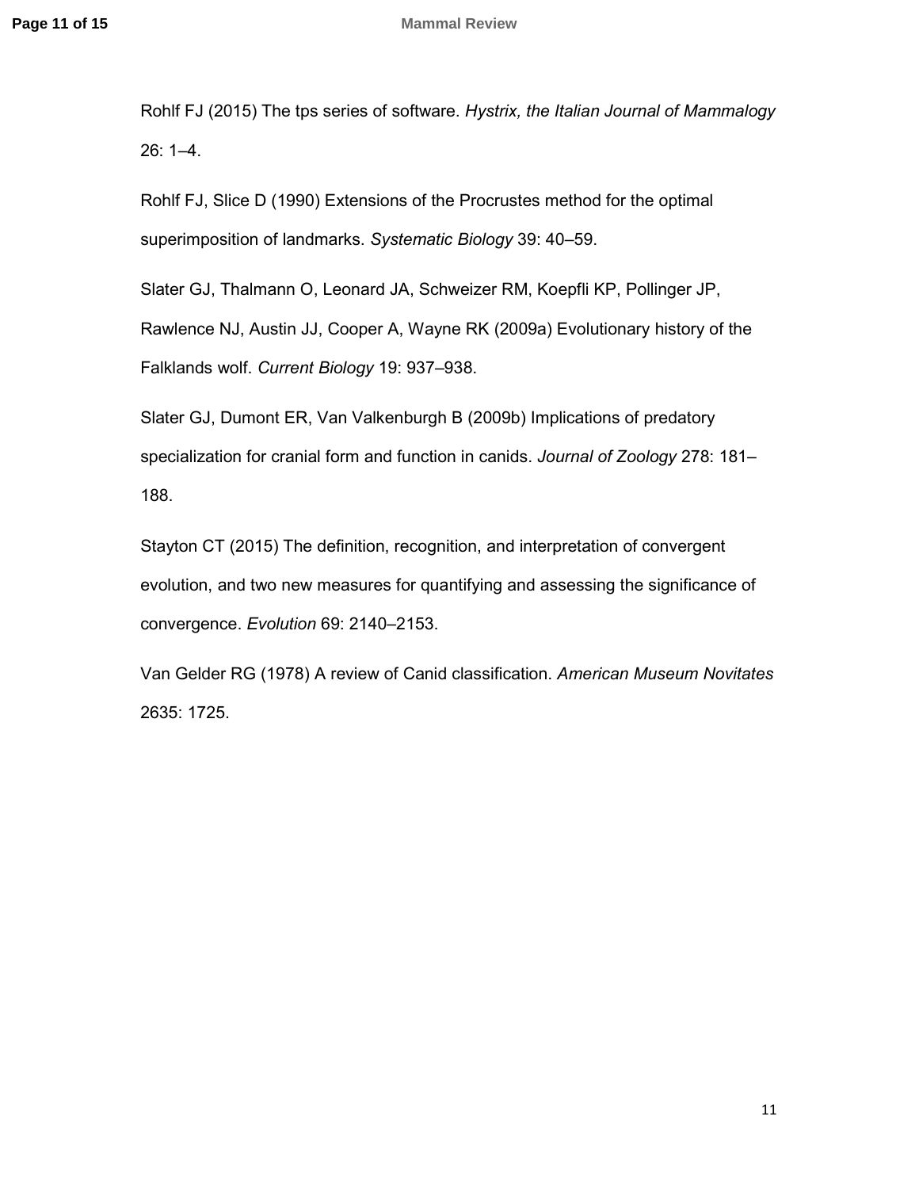Rohlf FJ (2015) The tps series of software. *Hystrix, the Italian Journal of Mammalogy* 26: 1–4.

Rohlf FJ, Slice D (1990) Extensions of the Procrustes method for the optimal superimposition of landmarks. *Systematic Biology* 39: 40–59.

Slater GJ, Thalmann O, Leonard JA, Schweizer RM, Koepfli KP, Pollinger JP, Rawlence NJ, Austin JJ, Cooper A, Wayne RK (2009a) Evolutionary history of the Falklands wolf. *Current Biology* 19: 937–938.

Slater GJ, Dumont ER, Van Valkenburgh B (2009b) Implications of predatory specialization for cranial form and function in canids. *Journal of Zoology* 278: 181–188.

Stayton CT (2015) The definition, recognition, and interpretation of convergent evolution, and two new measures for quantifying and assessing the significance of convergence. *Evolution* 69: 2140–2153.

Van Gelder RG (1978) A review of Canid classification. *American Museum Novitates* 2635: 1725.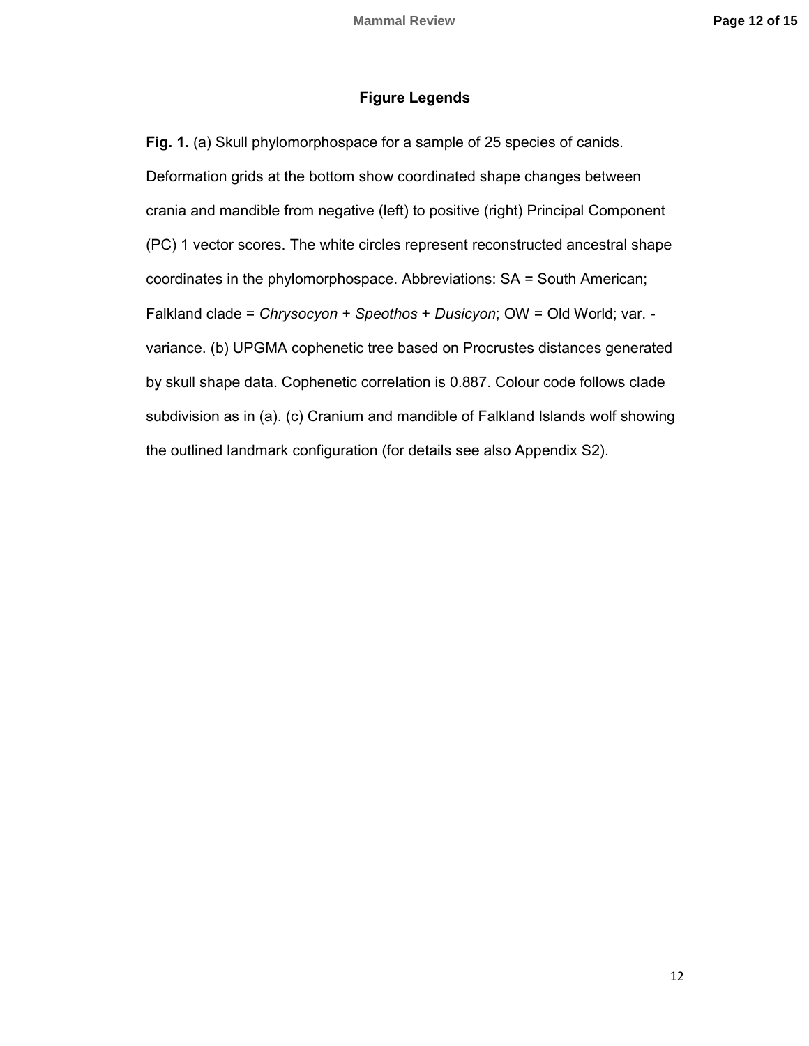## Figure Legends

**Fig. 1.** (a) Skull phylomorphospace for a sample of 25 species of canids. Deformation grids at the bottom show coordinated shape changes between crania and mandible from negative (left) to positive (right) Principal Component (PC) 1 vector scores. The white circles represent reconstructed ancestral shape coordinates in the phylomorphospace. Abbreviations: SA = South American; Falkland clade = *Chrysocyon* + *Speothos* + *Dusicyon*; OW = Old World; var. - variance. (b) UPGMA cophenetic tree based on Procrustes distances generated by skull shape data. Cophenetic correlation is 0.887. Colour code follows clade subdivision as in (a). (c) Cranium and mandible of Falkland Islands wolf showing the outlined landmark configuration (for details see also Appendix S2).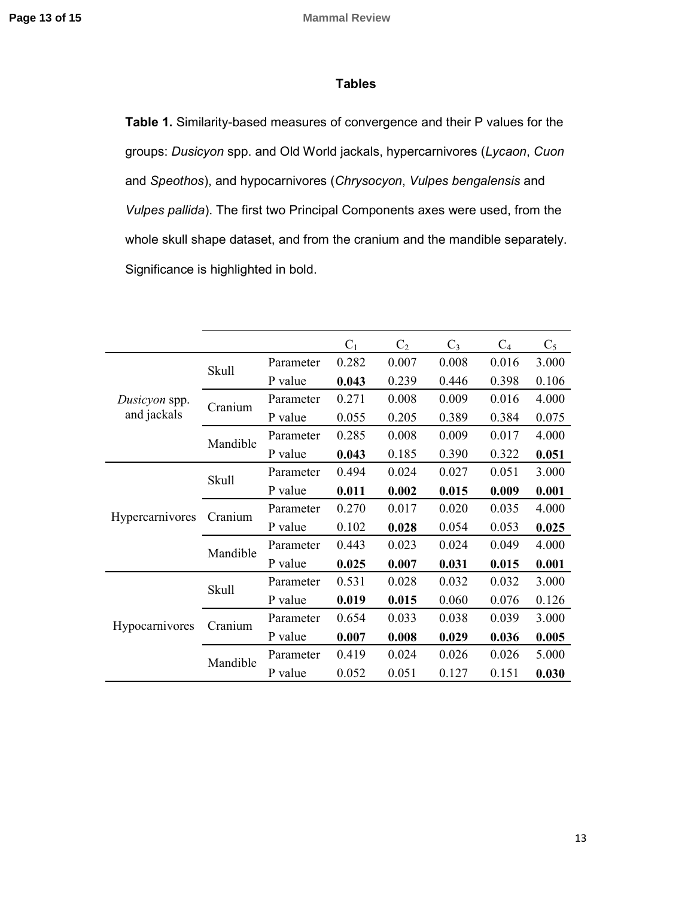## Tables

**Table 1.** Similarity-based measures of convergence and their P values for the groups: *Dusicyon* spp. and Old World jackals, hypercarnivores (*Lycaon*, *Cuon* and *Speothos*), and hypocarnivores (*Chrysocyon*, *Vulpes bengalensis* and *Vulpes pallida*). The first two Principal Components axes were used, from the whole skull shape dataset, and from the cranium and the mandible separately. Significance is highlighted in bold.

| | | | $C_1$ | $C_2$ | $C_3$ | $C_4$ | $C_5$ |
|---|---|---|---|---|---|---|---|
| *Dusicyon* spp. and jackals | Skull | Parameter | 0.282 | 0.007 | 0.008 | 0.016 | 3.000 |
| | | P value | **0.043** | 0.239 | 0.446 | 0.398 | 0.106 |
| | Cranium | Parameter | 0.271 | 0.008 | 0.009 | 0.016 | 4.000 |
| | | P value | 0.055 | 0.205 | 0.389 | 0.384 | 0.075 |
| | Mandible | Parameter | 0.285 | 0.008 | 0.009 | 0.017 | 4.000 |
| | | P value | **0.043** | 0.185 | 0.390 | 0.322 | **0.051** |
| Hypercarnivores | Skull | Parameter | 0.494 | 0.024 | 0.027 | 0.051 | 3.000 |
| | | P value | **0.011** | **0.002** | **0.015** | **0.009** | **0.001** |
| | Cranium | Parameter | 0.270 | 0.017 | 0.020 | 0.035 | 4.000 |
| | | P value | 0.102 | **0.028** | 0.054 | 0.053 | **0.025** |
| | Mandible | Parameter | 0.443 | 0.023 | 0.024 | 0.049 | 4.000 |
| | | P value | **0.025** | **0.007** | **0.031** | **0.015** | **0.001** |
| Hypocarnivores | Skull | Parameter | 0.531 | 0.028 | 0.032 | 0.032 | 3.000 |
| | | P value | **0.019** | **0.015** | 0.060 | 0.076 | 0.126 |
| | Cranium | Parameter | 0.654 | 0.033 | 0.038 | 0.039 | 3.000 |
| | | P value | **0.007** | **0.008** | **0.029** | **0.036** | **0.005** |
| | Mandible | Parameter | 0.419 | 0.024 | 0.026 | 0.026 | 5.000 |
| | | P value | 0.052 | 0.051 | 0.127 | 0.151 | **0.030** |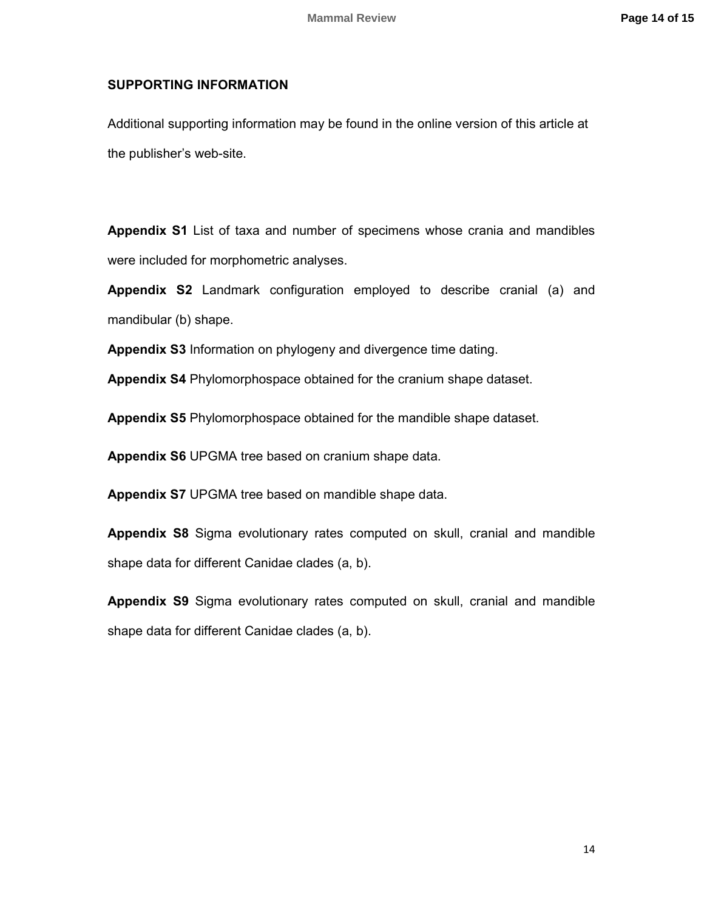## SUPPORTING INFORMATION

Additional supporting information may be found in the online version of this article at the publisher's web-site.

**Appendix S1** List of taxa and number of specimens whose crania and mandibles were included for morphometric analyses.

**Appendix S2** Landmark configuration employed to describe cranial (a) and mandibular (b) shape.

**Appendix S3** Information on phylogeny and divergence time dating.

**Appendix S4** Phylomorphospace obtained for the cranium shape dataset.

**Appendix S5** Phylomorphospace obtained for the mandible shape dataset.

**Appendix S6** UPGMA tree based on cranium shape data.

**Appendix S7** UPGMA tree based on mandible shape data.

**Appendix S8** Sigma evolutionary rates computed on skull, cranial and mandible shape data for different Canidae clades (a, b).

**Appendix S9** Sigma evolutionary rates computed on skull, cranial and mandible shape data for different Canidae clades (a, b).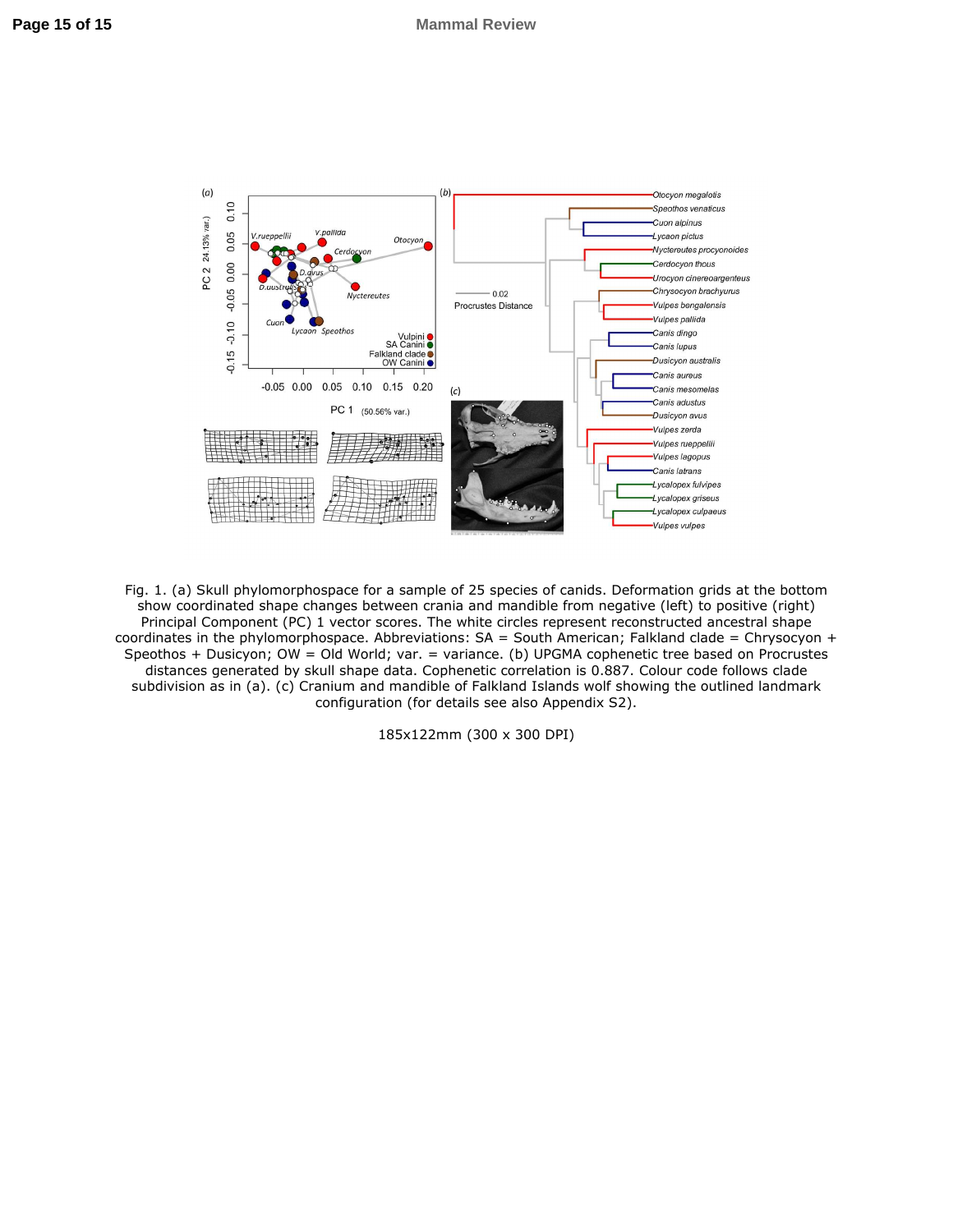(a)

PC 2 24.13% var.)

0.10
0.05
0.00
-0.05
-0.10
-0.15

V.rueppellii
V.pallida
Otocyon
Cerdocyon
D.avus
D.australis
Nycteureutes
Cuon
Lycaon
Speothos

Vulpini
SA Canini
Falkland clade
OW Canini

-0.05 0.00 0.05 0.10 0.15 0.20

PC 1 (50.56% var.)

(b)

0.02
Procrustes Distance

Otocyon megalotis
Speothos venaticus
Cuon alpinus
Lycaon pictus
Nyctereutes procyonoides
Cerdocyon thous
Urocyon cinereoargenteus
Chrysocyon brachyurus
Vulpes bengalensis
Vulpes pallida
Canis dingo
Canis lupus
Dusicyon australis
Canis aureus
Canis mesomelas
Canis adustus
Dusicyon avus
Vulpes zerda
Vulpes rueppellii
Vulpes lagopus
Canis latrans
Lycalopex fulvipes
Lycalopex griseus
Lycalopex culpaeus
Vulpes vulpes

(c)

Fig. 1. (a) Skull phylomorphospace for a sample of 25 species of canids. Deformation grids at the bottom show coordinated shape changes between crania and mandible from negative (left) to positive (right) Principal Component (PC) 1 vector scores. The white circles represent reconstructed ancestral shape coordinates in the phylomorphospace. Abbreviations: SA = South American; Falkland clade = Chrysocyon + Speothos + Dusicyon; OW = Old World; var. = variance. (b) UPGMA cophenetic tree based on Procrustes distances generated by skull shape data. Cophenetic correlation is 0.887. Colour code follows clade subdivision as in (a). (c) Cranium and mandible of Falkland Islands wolf showing the outlined landmark configuration (for details see also Appendix S2).

185x122mm (300 x 300 DPI)